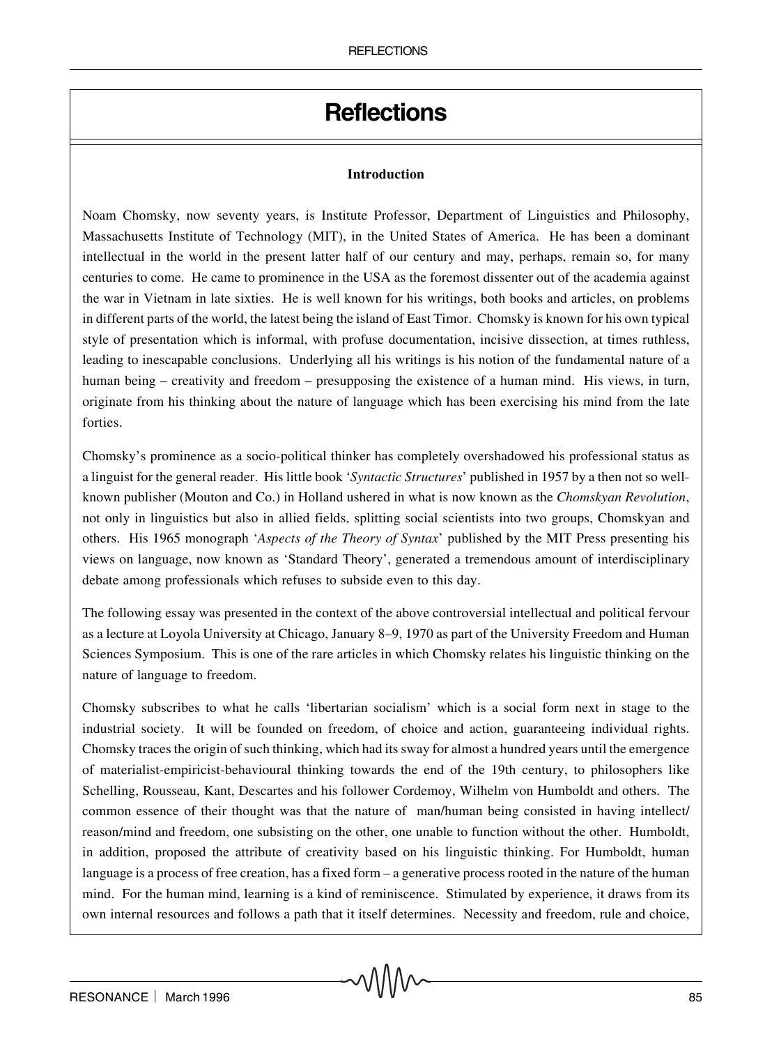# Reflections

### Introduction

Noam Chomsky, now seventy years, is Institute Professor, Department of Linguistics and Philosophy, Massachusetts Institute of Technology (MIT), in the United States of America. He has been a dominant intellectual in the world in the present latter half of our century and may, perhaps, remain so, for many centuries to come. He came to prominence in the USA as the foremost dissenter out of the academia against the war in Vietnam in late sixties. He is well known for his writings, both books and articles, on problems in different parts of the world, the latest being the island of East Timor. Chomsky is known for his own typical style of presentation which is informal, with profuse documentation, incisive dissection, at times ruthless, leading to inescapable conclusions. Underlying all his writings is his notion of the fundamental nature of a human being – creativity and freedom – presupposing the existence of a human mind. His views, in turn, originate from his thinking about the nature of language which has been exercising his mind from the late forties.

Chomsky's prominence as a socio-political thinker has completely overshadowed his professional status as a linguist for the general reader. His little book '*Syntactic Structures*' published in 1957 by a then not so well-known publisher (Mouton and Co.) in Holland ushered in what is now known as the *Chomskyan Revolution*, not only in linguistics but also in allied fields, splitting social scientists into two groups, Chomskyan and others. His 1965 monograph '*Aspects of the Theory of Syntax*' published by the MIT Press presenting his views on language, now known as 'Standard Theory', generated a tremendous amount of interdisciplinary debate among professionals which refuses to subside even to this day.

The following essay was presented in the context of the above controversial intellectual and political fervour as a lecture at Loyola University at Chicago, January 8–9, 1970 as part of the University Freedom and Human Sciences Symposium. This is one of the rare articles in which Chomsky relates his linguistic thinking on the nature of language to freedom.

Chomsky subscribes to what he calls 'libertarian socialism' which is a social form next in stage to the industrial society. It will be founded on freedom, of choice and action, guaranteeing individual rights. Chomsky traces the origin of such thinking, which had its sway for almost a hundred years until the emergence of materialist-empiricist-behavioural thinking towards the end of the 19th century, to philosophers like Schelling, Rousseau, Kant, Descartes and his follower Cordemoy, Wilhelm von Humboldt and others. The common essence of their thought was that the nature of man/human being consisted in having intellect/reason/mind and freedom, one subsisting on the other, one unable to function without the other. Humboldt, in addition, proposed the attribute of creativity based on his linguistic thinking. For Humboldt, human language is a process of free creation, has a fixed form – a generative process rooted in the nature of the human mind. For the human mind, learning is a kind of reminiscence. Stimulated by experience, it draws from its own internal resources and follows a path that it itself determines. Necessity and freedom, rule and choice,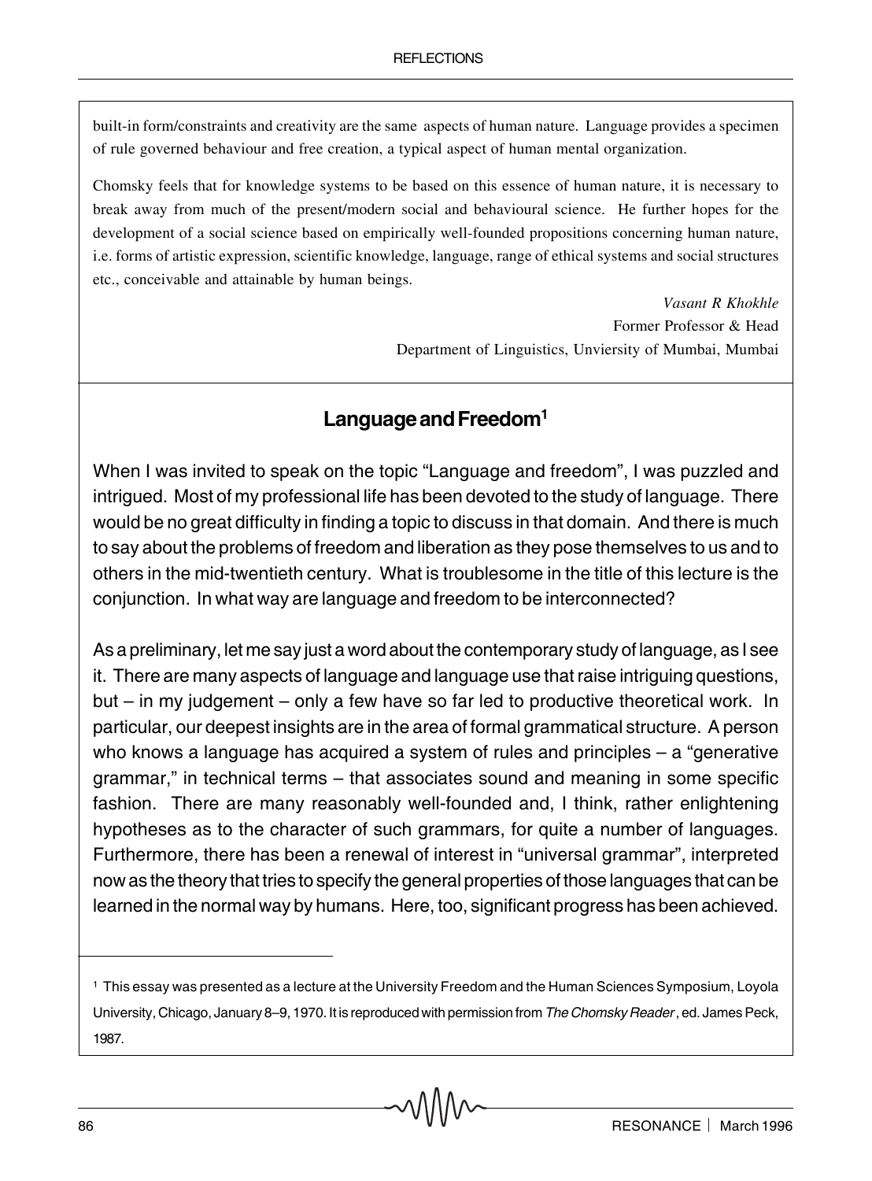built-in form/constraints and creativity are the same aspects of human nature. Language provides a specimen of rule governed behaviour and free creation, a typical aspect of human mental organization.

Chomsky feels that for knowledge systems to be based on this essence of human nature, it is necessary to break away from much of the present/modern social and behavioural science. He further hopes for the development of a social science based on empirically well-founded propositions concerning human nature, i.e. forms of artistic expression, scientific knowledge, language, range of ethical systems and social structures etc., conceivable and attainable by human beings.

*Vasant R Khokhle*
Former Professor & Head
Department of Linguistics, Unviersity of Mumbai, Mumbai

## Language and Freedom[1]

When I was invited to speak on the topic "Language and freedom", I was puzzled and intrigued. Most of my professional life has been devoted to the study of language. There would be no great difficulty in finding a topic to discuss in that domain. And there is much to say about the problems of freedom and liberation as they pose themselves to us and to others in the mid-twentieth century. What is troublesome in the title of this lecture is the conjunction. In what way are language and freedom to be interconnected?

As a preliminary, let me say just a word about the contemporary study of language, as I see it. There are many aspects of language and language use that raise intriguing questions, but – in my judgement – only a few have so far led to productive theoretical work. In particular, our deepest insights are in the area of formal grammatical structure. A person who knows a language has acquired a system of rules and principles – a "generative grammar," in technical terms – that associates sound and meaning in some specific fashion. There are many reasonably well-founded and, I think, rather enlightening hypotheses as to the character of such grammars, for quite a number of languages. Furthermore, there has been a renewal of interest in "universal grammar", interpreted now as the theory that tries to specify the general properties of those languages that can be learned in the normal way by humans. Here, too, significant progress has been achieved.

[1] This essay was presented as a lecture at the University Freedom and the Human Sciences Symposium, Loyola University, Chicago, January 8–9, 1970. It is reproduced with permission from *The Chomsky Reader*, ed. James Peck, 1987.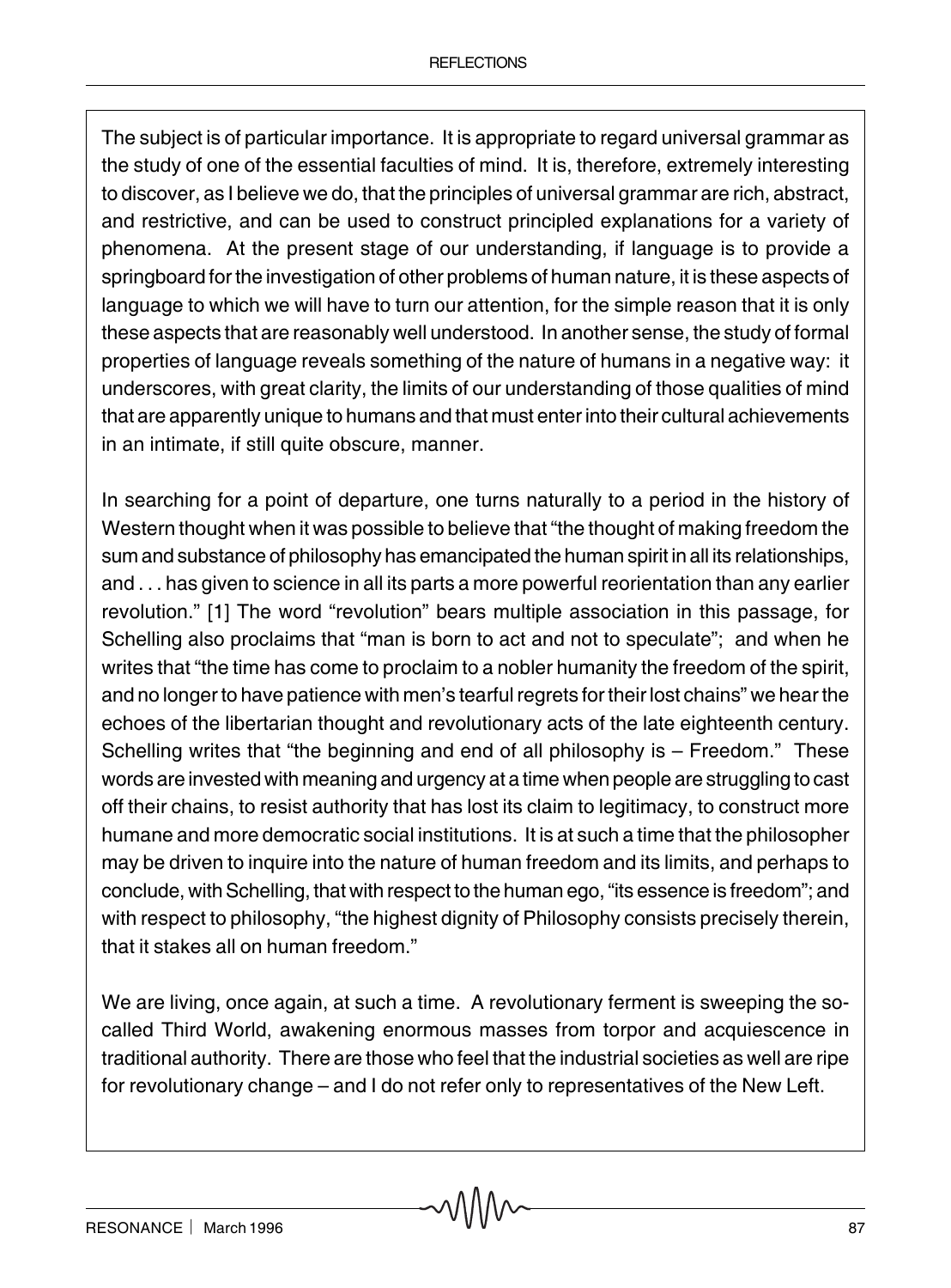The subject is of particular importance. It is appropriate to regard universal grammar as the study of one of the essential faculties of mind. It is, therefore, extremely interesting to discover, as I believe we do, that the principles of universal grammar are rich, abstract, and restrictive, and can be used to construct principled explanations for a variety of phenomena. At the present stage of our understanding, if language is to provide a springboard for the investigation of other problems of human nature, it is these aspects of language to which we will have to turn our attention, for the simple reason that it is only these aspects that are reasonably well understood. In another sense, the study of formal properties of language reveals something of the nature of humans in a negative way: it underscores, with great clarity, the limits of our understanding of those qualities of mind that are apparently unique to humans and that must enter into their cultural achievements in an intimate, if still quite obscure, manner.

In searching for a point of departure, one turns naturally to a period in the history of Western thought when it was possible to believe that "the thought of making freedom the sum and substance of philosophy has emancipated the human spirit in all its relationships, and . . . has given to science in all its parts a more powerful reorientation than any earlier revolution." [1] The word "revolution" bears multiple association in this passage, for Schelling also proclaims that "man is born to act and not to speculate"; and when he writes that "the time has come to proclaim to a nobler humanity the freedom of the spirit, and no longer to have patience with men's tearful regrets for their lost chains" we hear the echoes of the libertarian thought and revolutionary acts of the late eighteenth century. Schelling writes that "the beginning and end of all philosophy is – Freedom." These words are invested with meaning and urgency at a time when people are struggling to cast off their chains, to resist authority that has lost its claim to legitimacy, to construct more humane and more democratic social institutions. It is at such a time that the philosopher may be driven to inquire into the nature of human freedom and its limits, and perhaps to conclude, with Schelling, that with respect to the human ego, "its essence is freedom"; and with respect to philosophy, "the highest dignity of Philosophy consists precisely therein, that it stakes all on human freedom."

We are living, once again, at such a time. A revolutionary ferment is sweeping the so-called Third World, awakening enormous masses from torpor and acquiescence in traditional authority. There are those who feel that the industrial societies as well are ripe for revolutionary change – and I do not refer only to representatives of the New Left.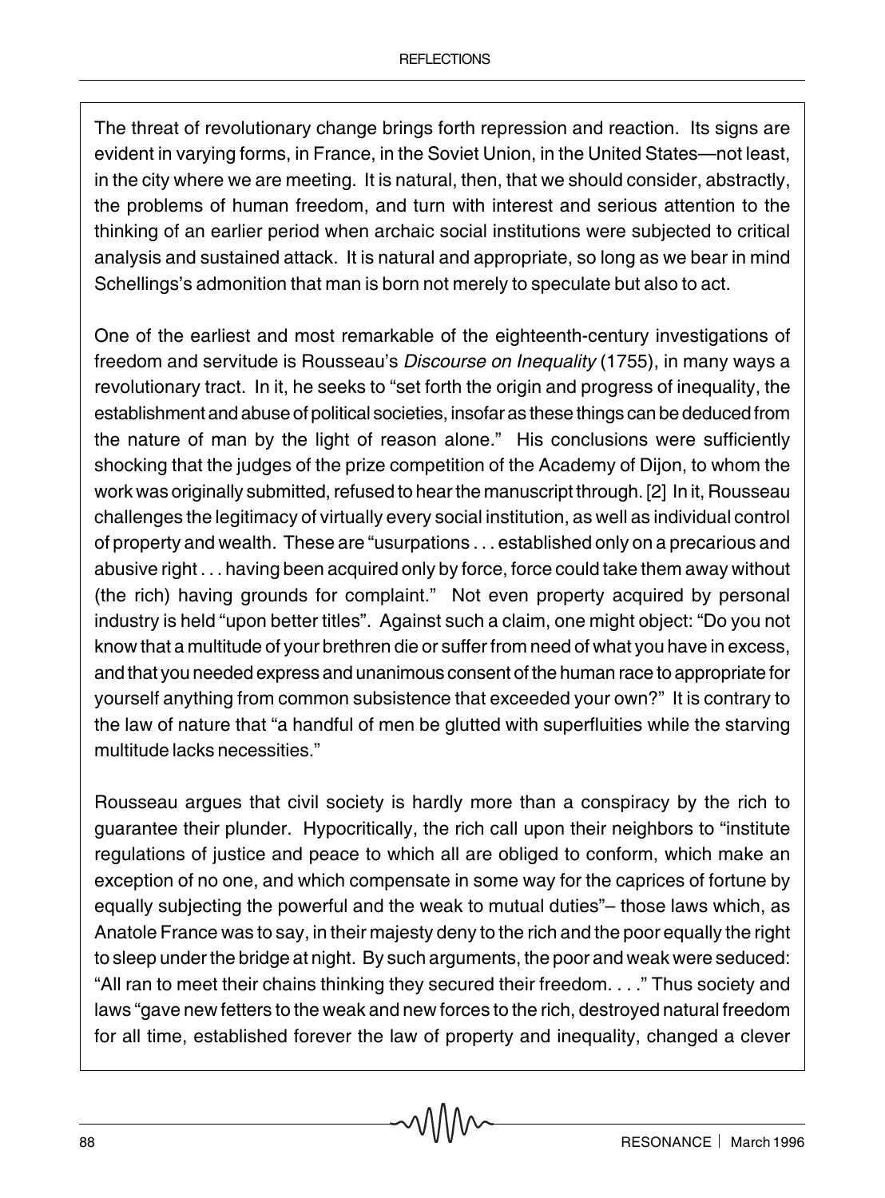The threat of revolutionary change brings forth repression and reaction. Its signs are evident in varying forms, in France, in the Soviet Union, in the United States—not least, in the city where we are meeting. It is natural, then, that we should consider, abstractly, the problems of human freedom, and turn with interest and serious attention to the thinking of an earlier period when archaic social institutions were subjected to critical analysis and sustained attack. It is natural and appropriate, so long as we bear in mind Schellings's admonition that man is born not merely to speculate but also to act.

One of the earliest and most remarkable of the eighteenth-century investigations of freedom and servitude is Rousseau's *Discourse on Inequality* (1755), in many ways a revolutionary tract. In it, he seeks to "set forth the origin and progress of inequality, the establishment and abuse of political societies, insofar as these things can be deduced from the nature of man by the light of reason alone." His conclusions were sufficiently shocking that the judges of the prize competition of the Academy of Dijon, to whom the work was originally submitted, refused to hear the manuscript through. [2] In it, Rousseau challenges the legitimacy of virtually every social institution, as well as individual control of property and wealth. These are "usurpations . . . established only on a precarious and abusive right . . . having been acquired only by force, force could take them away without (the rich) having grounds for complaint." Not even property acquired by personal industry is held "upon better titles". Against such a claim, one might object: "Do you not know that a multitude of your brethren die or suffer from need of what you have in excess, and that you needed express and unanimous consent of the human race to appropriate for yourself anything from common subsistence that exceeded your own?" It is contrary to the law of nature that "a handful of men be glutted with superfluities while the starving multitude lacks necessities."

Rousseau argues that civil society is hardly more than a conspiracy by the rich to guarantee their plunder. Hypocritically, the rich call upon their neighbors to "institute regulations of justice and peace to which all are obliged to conform, which make an exception of no one, and which compensate in some way for the caprices of fortune by equally subjecting the powerful and the weak to mutual duties"– those laws which, as Anatole France was to say, in their majesty deny to the rich and the poor equally the right to sleep under the bridge at night. By such arguments, the poor and weak were seduced: "All ran to meet their chains thinking they secured their freedom. . . ." Thus society and laws "gave new fetters to the weak and new forces to the rich, destroyed natural freedom for all time, established forever the law of property and inequality, changed a clever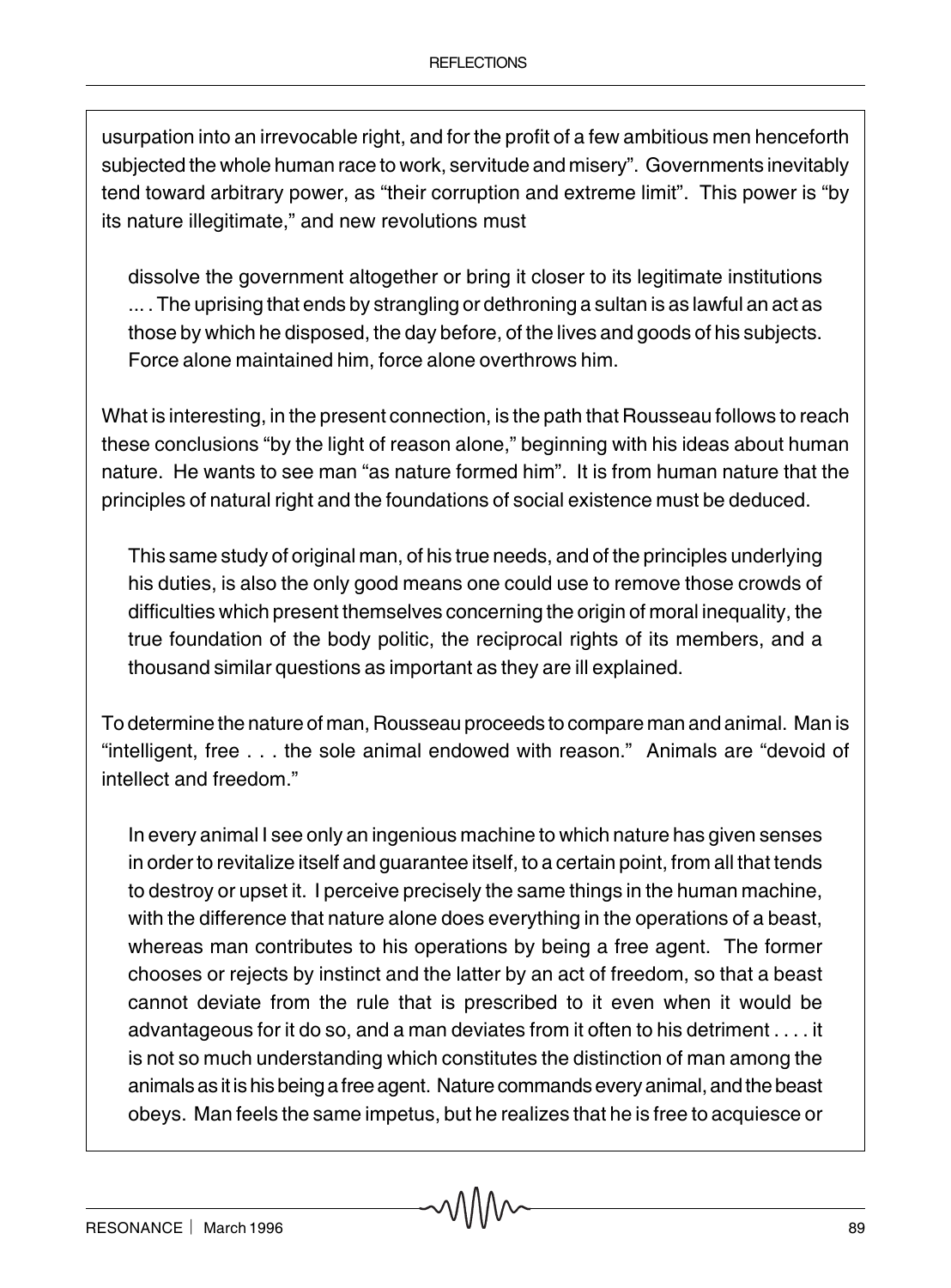usurpation into an irrevocable right, and for the profit of a few ambitious men henceforth subjected the whole human race to work, servitude and misery". Governments inevitably tend toward arbitrary power, as "their corruption and extreme limit". This power is "by its nature illegitimate," and new revolutions must

> dissolve the government altogether or bring it closer to its legitimate institutions ... . The uprising that ends by strangling or dethroning a sultan is as lawful an act as those by which he disposed, the day before, of the lives and goods of his subjects. Force alone maintained him, force alone overthrows him.

What is interesting, in the present connection, is the path that Rousseau follows to reach these conclusions "by the light of reason alone," beginning with his ideas about human nature. He wants to see man "as nature formed him". It is from human nature that the principles of natural right and the foundations of social existence must be deduced.

> This same study of original man, of his true needs, and of the principles underlying his duties, is also the only good means one could use to remove those crowds of difficulties which present themselves concerning the origin of moral inequality, the true foundation of the body politic, the reciprocal rights of its members, and a thousand similar questions as important as they are ill explained.

To determine the nature of man, Rousseau proceeds to compare man and animal. Man is "intelligent, free . . . the sole animal endowed with reason." Animals are "devoid of intellect and freedom."

> In every animal I see only an ingenious machine to which nature has given senses in order to revitalize itself and guarantee itself, to a certain point, from all that tends to destroy or upset it. I perceive precisely the same things in the human machine, with the difference that nature alone does everything in the operations of a beast, whereas man contributes to his operations by being a free agent. The former chooses or rejects by instinct and the latter by an act of freedom, so that a beast cannot deviate from the rule that is prescribed to it even when it would be advantageous for it do so, and a man deviates from it often to his detriment . . . . it is not so much understanding which constitutes the distinction of man among the animals as it is his being a free agent. Nature commands every animal, and the beast obeys. Man feels the same impetus, but he realizes that he is free to acquiesce or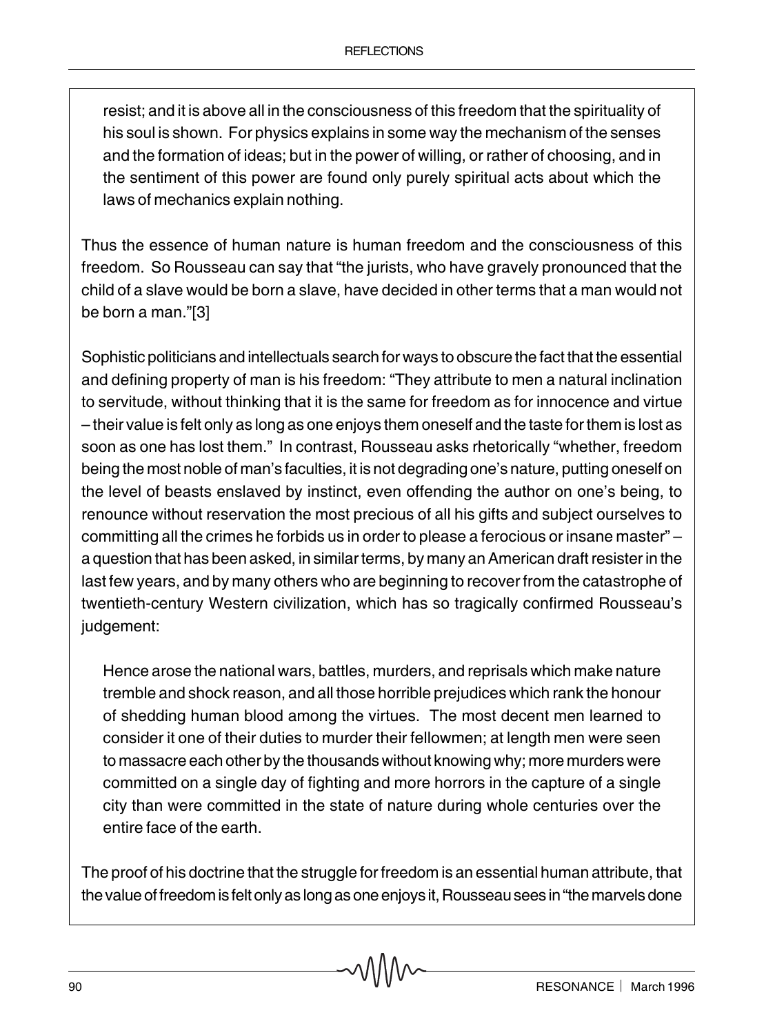> resist; and it is above all in the consciousness of this freedom that the spirituality of his soul is shown. For physics explains in some way the mechanism of the senses and the formation of ideas; but in the power of willing, or rather of choosing, and in the sentiment of this power are found only purely spiritual acts about which the laws of mechanics explain nothing.

Thus the essence of human nature is human freedom and the consciousness of this freedom. So Rousseau can say that "the jurists, who have gravely pronounced that the child of a slave would be born a slave, have decided in other terms that a man would not be born a man."[3]

Sophistic politicians and intellectuals search for ways to obscure the fact that the essential and defining property of man is his freedom: "They attribute to men a natural inclination to servitude, without thinking that it is the same for freedom as for innocence and virtue – their value is felt only as long as one enjoys them oneself and the taste for them is lost as soon as one has lost them." In contrast, Rousseau asks rhetorically "whether, freedom being the most noble of man's faculties, it is not degrading one's nature, putting oneself on the level of beasts enslaved by instinct, even offending the author on one's being, to renounce without reservation the most precious of all his gifts and subject ourselves to committing all the crimes he forbids us in order to please a ferocious or insane master" – a question that has been asked, in similar terms, by many an American draft resister in the last few years, and by many others who are beginning to recover from the catastrophe of twentieth-century Western civilization, which has so tragically confirmed Rousseau's judgement:

> Hence arose the national wars, battles, murders, and reprisals which make nature tremble and shock reason, and all those horrible prejudices which rank the honour of shedding human blood among the virtues. The most decent men learned to consider it one of their duties to murder their fellowmen; at length men were seen to massacre each other by the thousands without knowing why; more murders were committed on a single day of fighting and more horrors in the capture of a single city than were committed in the state of nature during whole centuries over the entire face of the earth.

The proof of his doctrine that the struggle for freedom is an essential human attribute, that the value of freedom is felt only as long as one enjoys it, Rousseau sees in "the marvels done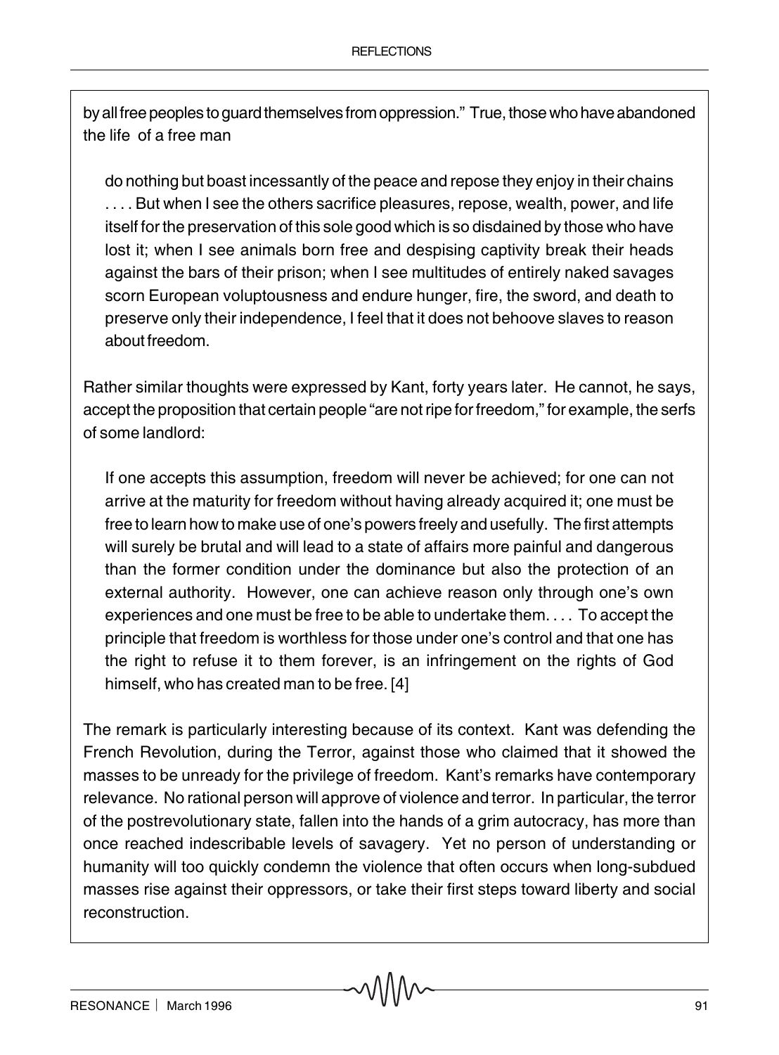by all free peoples to guard themselves from oppression." True, those who have abandoned the life of a free man

> do nothing but boast incessantly of the peace and repose they enjoy in their chains . . . . But when I see the others sacrifice pleasures, repose, wealth, power, and life itself for the preservation of this sole good which is so disdained by those who have lost it; when I see animals born free and despising captivity break their heads against the bars of their prison; when I see multitudes of entirely naked savages scorn European voluptousness and endure hunger, fire, the sword, and death to preserve only their independence, I feel that it does not behoove slaves to reason about freedom.

Rather similar thoughts were expressed by Kant, forty years later. He cannot, he says, accept the proposition that certain people "are not ripe for freedom," for example, the serfs of some landlord:

> If one accepts this assumption, freedom will never be achieved; for one can not arrive at the maturity for freedom without having already acquired it; one must be free to learn how to make use of one's powers freely and usefully. The first attempts will surely be brutal and will lead to a state of affairs more painful and dangerous than the former condition under the dominance but also the protection of an external authority. However, one can achieve reason only through one's own experiences and one must be free to be able to undertake them. . . . To accept the principle that freedom is worthless for those under one's control and that one has the right to refuse it to them forever, is an infringement on the rights of God himself, who has created man to be free. [4]

The remark is particularly interesting because of its context. Kant was defending the French Revolution, during the Terror, against those who claimed that it showed the masses to be unready for the privilege of freedom. Kant's remarks have contemporary relevance. No rational person will approve of violence and terror. In particular, the terror of the postrevolutionary state, fallen into the hands of a grim autocracy, has more than once reached indescribable levels of savagery. Yet no person of understanding or humanity will too quickly condemn the violence that often occurs when long-subdued masses rise against their oppressors, or take their first steps toward liberty and social reconstruction.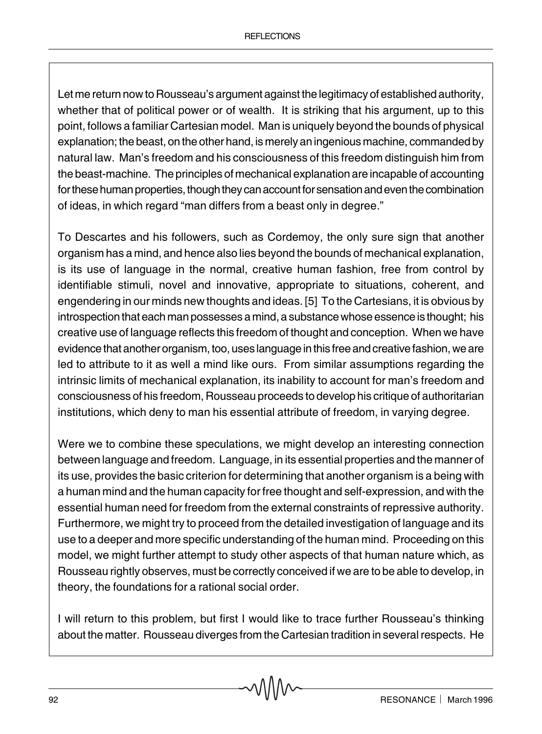Let me return now to Rousseau's argument against the legitimacy of established authority, whether that of political power or of wealth. It is striking that his argument, up to this point, follows a familiar Cartesian model. Man is uniquely beyond the bounds of physical explanation; the beast, on the other hand, is merely an ingenious machine, commanded by natural law. Man's freedom and his consciousness of this freedom distinguish him from the beast-machine. The principles of mechanical explanation are incapable of accounting for these human properties, though they can account for sensation and even the combination of ideas, in which regard "man differs from a beast only in degree."

To Descartes and his followers, such as Cordemoy, the only sure sign that another organism has a mind, and hence also lies beyond the bounds of mechanical explanation, is its use of language in the normal, creative human fashion, free from control by identifiable stimuli, novel and innovative, appropriate to situations, coherent, and engendering in our minds new thoughts and ideas. [5] To the Cartesians, it is obvious by introspection that each man possesses a mind, a substance whose essence is thought; his creative use of language reflects this freedom of thought and conception. When we have evidence that another organism, too, uses language in this free and creative fashion, we are led to attribute to it as well a mind like ours. From similar assumptions regarding the intrinsic limits of mechanical explanation, its inability to account for man's freedom and consciousness of his freedom, Rousseau proceeds to develop his critique of authoritarian institutions, which deny to man his essential attribute of freedom, in varying degree.

Were we to combine these speculations, we might develop an interesting connection between language and freedom. Language, in its essential properties and the manner of its use, provides the basic criterion for determining that another organism is a being with a human mind and the human capacity for free thought and self-expression, and with the essential human need for freedom from the external constraints of repressive authority. Furthermore, we might try to proceed from the detailed investigation of language and its use to a deeper and more specific understanding of the human mind. Proceeding on this model, we might further attempt to study other aspects of that human nature which, as Rousseau rightly observes, must be correctly conceived if we are to be able to develop, in theory, the foundations for a rational social order.

I will return to this problem, but first I would like to trace further Rousseau's thinking about the matter. Rousseau diverges from the Cartesian tradition in several respects. He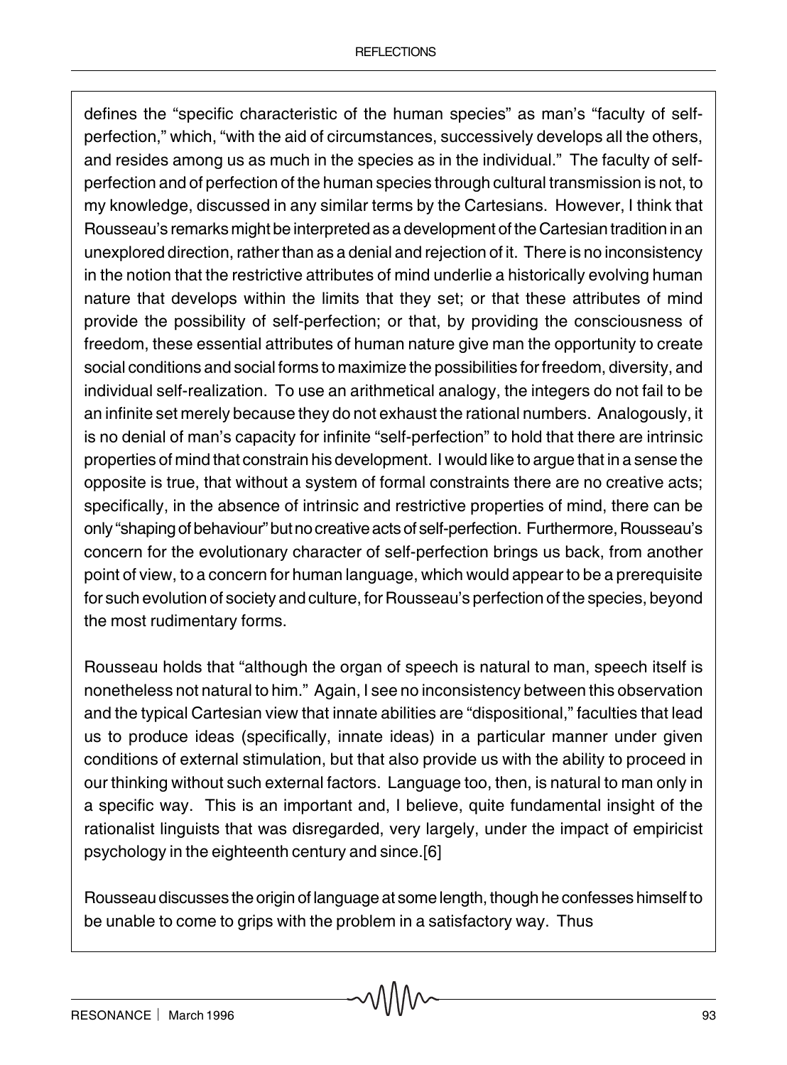defines the "specific characteristic of the human species" as man's "faculty of self-perfection," which, "with the aid of circumstances, successively develops all the others, and resides among us as much in the species as in the individual." The faculty of self-perfection and of perfection of the human species through cultural transmission is not, to my knowledge, discussed in any similar terms by the Cartesians. However, I think that Rousseau's remarks might be interpreted as a development of the Cartesian tradition in an unexplored direction, rather than as a denial and rejection of it. There is no inconsistency in the notion that the restrictive attributes of mind underlie a historically evolving human nature that develops within the limits that they set; or that these attributes of mind provide the possibility of self-perfection; or that, by providing the consciousness of freedom, these essential attributes of human nature give man the opportunity to create social conditions and social forms to maximize the possibilities for freedom, diversity, and individual self-realization. To use an arithmetical analogy, the integers do not fail to be an infinite set merely because they do not exhaust the rational numbers. Analogously, it is no denial of man's capacity for infinite "self-perfection" to hold that there are intrinsic properties of mind that constrain his development. I would like to argue that in a sense the opposite is true, that without a system of formal constraints there are no creative acts; specifically, in the absence of intrinsic and restrictive properties of mind, there can be only "shaping of behaviour" but no creative acts of self-perfection. Furthermore, Rousseau's concern for the evolutionary character of self-perfection brings us back, from another point of view, to a concern for human language, which would appear to be a prerequisite for such evolution of society and culture, for Rousseau's perfection of the species, beyond the most rudimentary forms.

Rousseau holds that "although the organ of speech is natural to man, speech itself is nonetheless not natural to him." Again, I see no inconsistency between this observation and the typical Cartesian view that innate abilities are "dispositional," faculties that lead us to produce ideas (specifically, innate ideas) in a particular manner under given conditions of external stimulation, but that also provide us with the ability to proceed in our thinking without such external factors. Language too, then, is natural to man only in a specific way. This is an important and, I believe, quite fundamental insight of the rationalist linguists that was disregarded, very largely, under the impact of empiricist psychology in the eighteenth century and since.[6]

Rousseau discusses the origin of language at some length, though he confesses himself to be unable to come to grips with the problem in a satisfactory way. Thus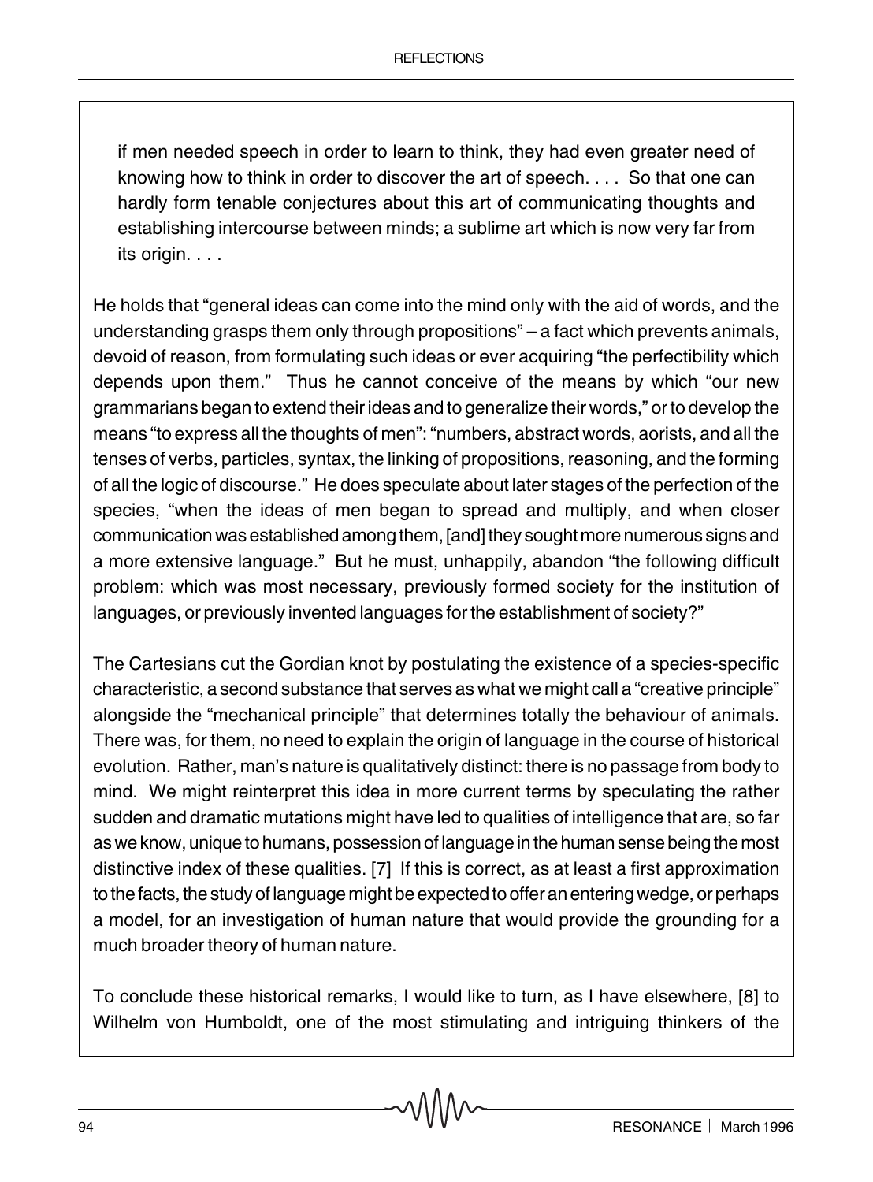> if men needed speech in order to learn to think, they had even greater need of knowing how to think in order to discover the art of speech. . . . So that one can hardly form tenable conjectures about this art of communicating thoughts and establishing intercourse between minds; a sublime art which is now very far from its origin. . . .

He holds that "general ideas can come into the mind only with the aid of words, and the understanding grasps them only through propositions" – a fact which prevents animals, devoid of reason, from formulating such ideas or ever acquiring "the perfectibility which depends upon them." Thus he cannot conceive of the means by which "our new grammarians began to extend their ideas and to generalize their words," or to develop the means "to express all the thoughts of men": "numbers, abstract words, aorists, and all the tenses of verbs, particles, syntax, the linking of propositions, reasoning, and the forming of all the logic of discourse." He does speculate about later stages of the perfection of the species, "when the ideas of men began to spread and multiply, and when closer communication was established among them, [and] they sought more numerous signs and a more extensive language." But he must, unhappily, abandon "the following difficult problem: which was most necessary, previously formed society for the institution of languages, or previously invented languages for the establishment of society?"

The Cartesians cut the Gordian knot by postulating the existence of a species-specific characteristic, a second substance that serves as what we might call a "creative principle" alongside the "mechanical principle" that determines totally the behaviour of animals. There was, for them, no need to explain the origin of language in the course of historical evolution. Rather, man's nature is qualitatively distinct: there is no passage from body to mind. We might reinterpret this idea in more current terms by speculating the rather sudden and dramatic mutations might have led to qualities of intelligence that are, so far as we know, unique to humans, possession of language in the human sense being the most distinctive index of these qualities. [7] If this is correct, as at least a first approximation to the facts, the study of language might be expected to offer an entering wedge, or perhaps a model, for an investigation of human nature that would provide the grounding for a much broader theory of human nature.

To conclude these historical remarks, I would like to turn, as I have elsewhere, [8] to Wilhelm von Humboldt, one of the most stimulating and intriguing thinkers of the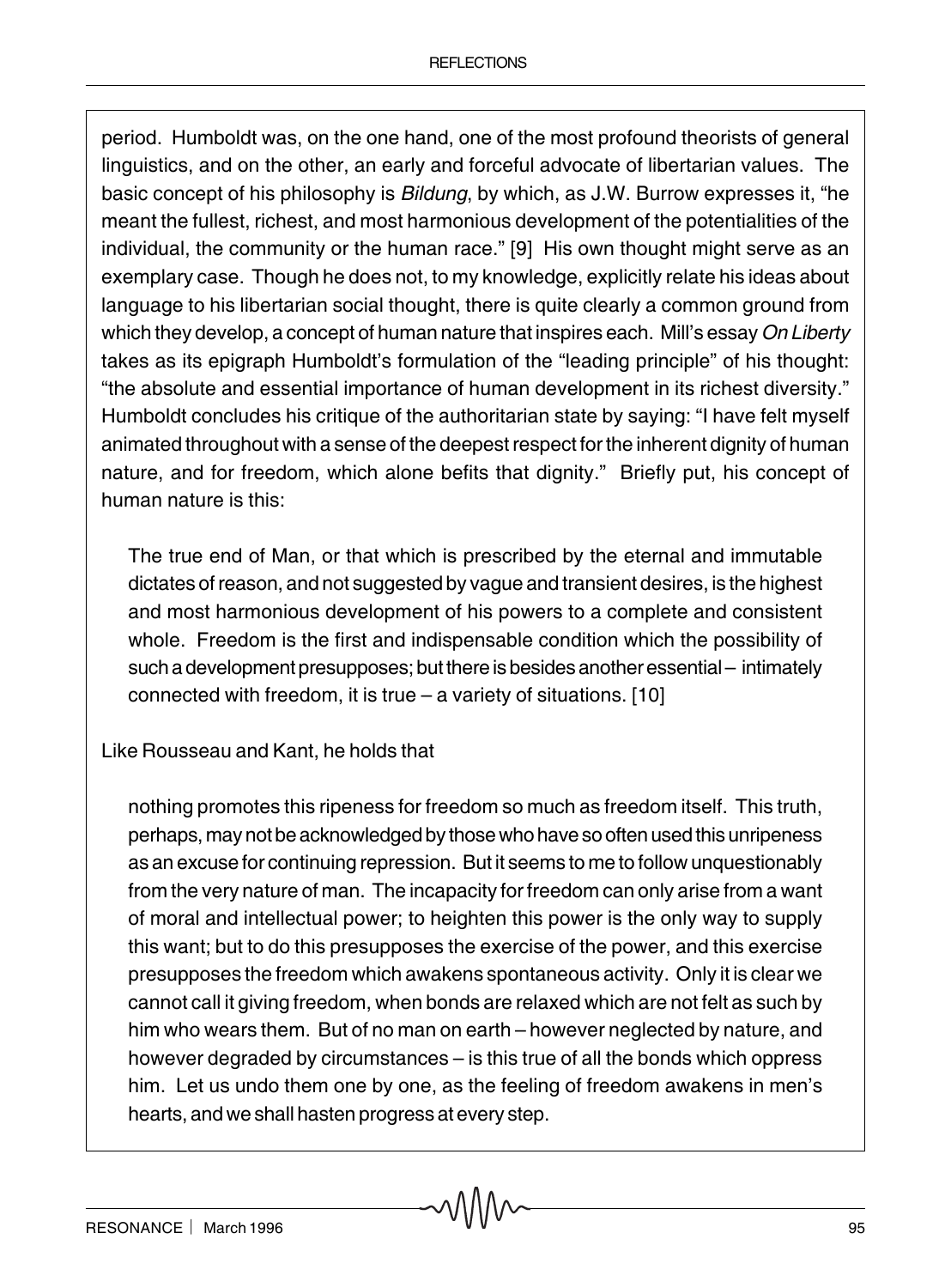period. Humboldt was, on the one hand, one of the most profound theorists of general linguistics, and on the other, an early and forceful advocate of libertarian values. The basic concept of his philosophy is *Bildung*, by which, as J.W. Burrow expresses it, "he meant the fullest, richest, and most harmonious development of the potentialities of the individual, the community or the human race." [9] His own thought might serve as an exemplary case. Though he does not, to my knowledge, explicitly relate his ideas about language to his libertarian social thought, there is quite clearly a common ground from which they develop, a concept of human nature that inspires each. Mill's essay *On Liberty* takes as its epigraph Humboldt's formulation of the "leading principle" of his thought: "the absolute and essential importance of human development in its richest diversity." Humboldt concludes his critique of the authoritarian state by saying: "I have felt myself animated throughout with a sense of the deepest respect for the inherent dignity of human nature, and for freedom, which alone befits that dignity." Briefly put, his concept of human nature is this:

> The true end of Man, or that which is prescribed by the eternal and immutable dictates of reason, and not suggested by vague and transient desires, is the highest and most harmonious development of his powers to a complete and consistent whole. Freedom is the first and indispensable condition which the possibility of such a development presupposes; but there is besides another essential – intimately connected with freedom, it is true – a variety of situations. [10]

Like Rousseau and Kant, he holds that

> nothing promotes this ripeness for freedom so much as freedom itself. This truth, perhaps, may not be acknowledged by those who have so often used this unripeness as an excuse for continuing repression. But it seems to me to follow unquestionably from the very nature of man. The incapacity for freedom can only arise from a want of moral and intellectual power; to heighten this power is the only way to supply this want; but to do this presupposes the exercise of the power, and this exercise presupposes the freedom which awakens spontaneous activity. Only it is clear we cannot call it giving freedom, when bonds are relaxed which are not felt as such by him who wears them. But of no man on earth – however neglected by nature, and however degraded by circumstances – is this true of all the bonds which oppress him. Let us undo them one by one, as the feeling of freedom awakens in men's hearts, and we shall hasten progress at every step.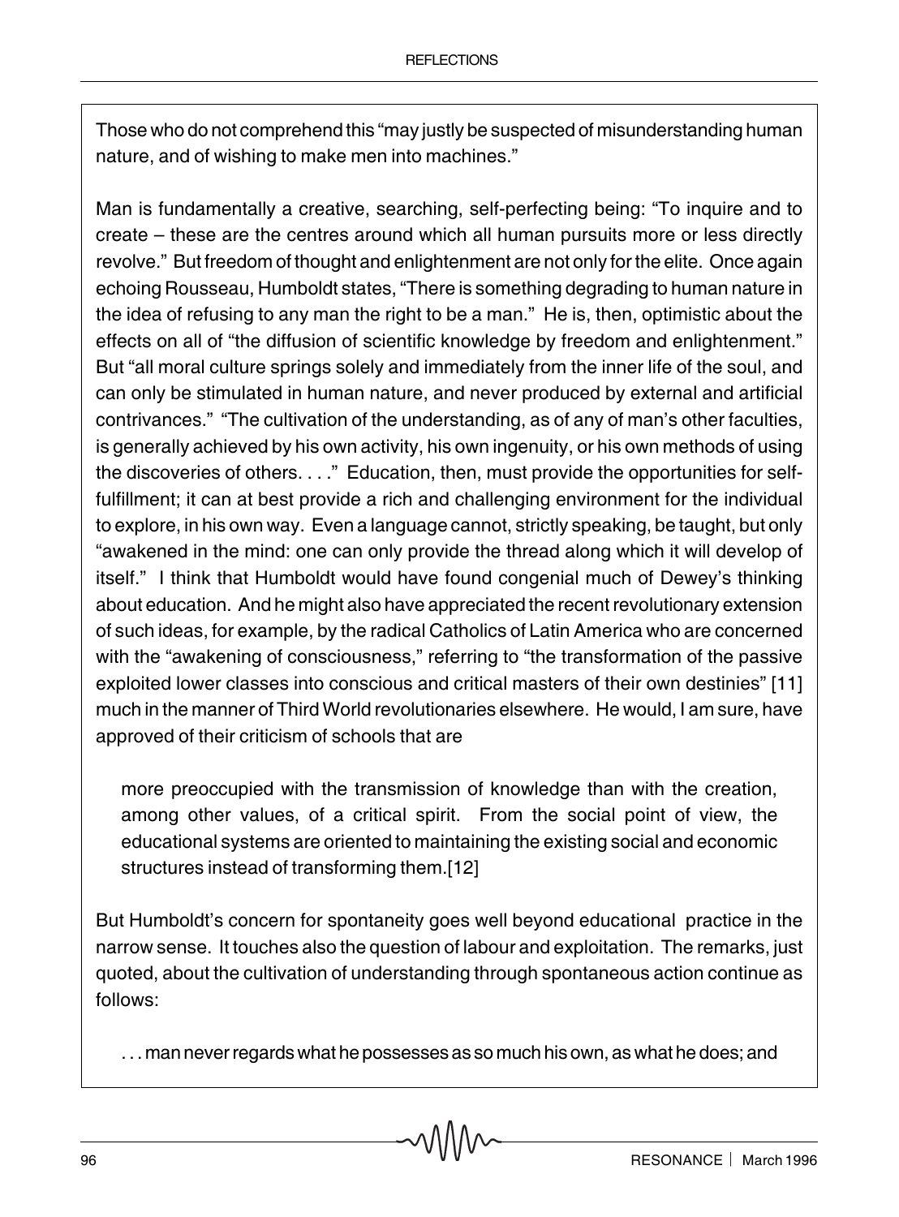Those who do not comprehend this "may justly be suspected of misunderstanding human nature, and of wishing to make men into machines."

Man is fundamentally a creative, searching, self-perfecting being: "To inquire and to create – these are the centres around which all human pursuits more or less directly revolve." But freedom of thought and enlightenment are not only for the elite. Once again echoing Rousseau, Humboldt states, "There is something degrading to human nature in the idea of refusing to any man the right to be a man." He is, then, optimistic about the effects on all of "the diffusion of scientific knowledge by freedom and enlightenment." But "all moral culture springs solely and immediately from the inner life of the soul, and can only be stimulated in human nature, and never produced by external and artificial contrivances." "The cultivation of the understanding, as of any of man's other faculties, is generally achieved by his own activity, his own ingenuity, or his own methods of using the discoveries of others. . . ." Education, then, must provide the opportunities for self-fulfillment; it can at best provide a rich and challenging environment for the individual to explore, in his own way. Even a language cannot, strictly speaking, be taught, but only "awakened in the mind: one can only provide the thread along which it will develop of itself." I think that Humboldt would have found congenial much of Dewey's thinking about education. And he might also have appreciated the recent revolutionary extension of such ideas, for example, by the radical Catholics of Latin America who are concerned with the "awakening of consciousness," referring to "the transformation of the passive exploited lower classes into conscious and critical masters of their own destinies" [11] much in the manner of Third World revolutionaries elsewhere. He would, I am sure, have approved of their criticism of schools that are

> more preoccupied with the transmission of knowledge than with the creation, among other values, of a critical spirit. From the social point of view, the educational systems are oriented to maintaining the existing social and economic structures instead of transforming them.[12]

But Humboldt's concern for spontaneity goes well beyond educational practice in the narrow sense. It touches also the question of labour and exploitation. The remarks, just quoted, about the cultivation of understanding through spontaneous action continue as follows:

> . . . man never regards what he possesses as so much his own, as what he does; and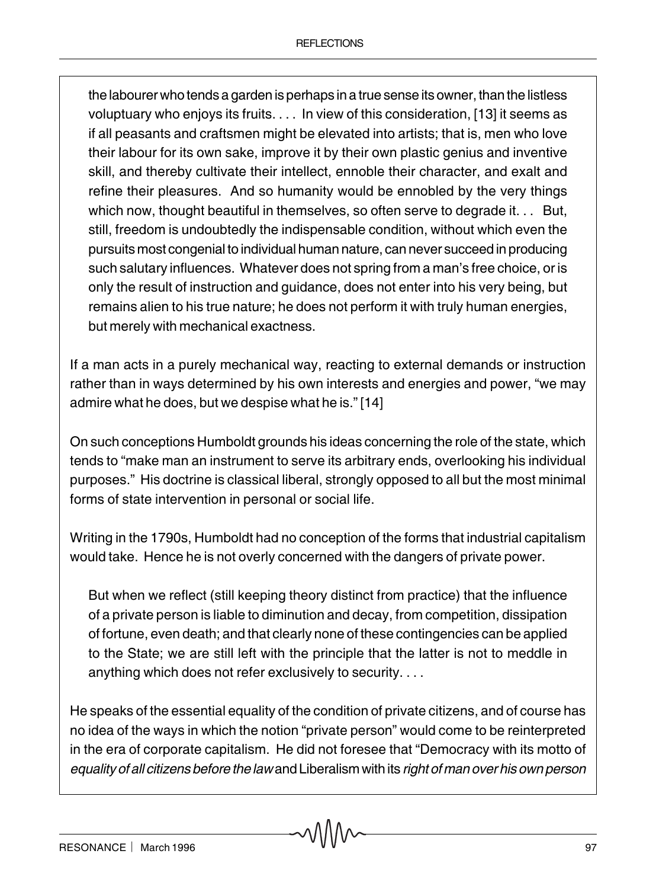> the labourer who tends a garden is perhaps in a true sense its owner, than the listless voluptuary who enjoys its fruits. . . . In view of this consideration, [13] it seems as if all peasants and craftsmen might be elevated into artists; that is, men who love their labour for its own sake, improve it by their own plastic genius and inventive skill, and thereby cultivate their intellect, ennoble their character, and exalt and refine their pleasures. And so humanity would be ennobled by the very things which now, thought beautiful in themselves, so often serve to degrade it. . . But, still, freedom is undoubtedly the indispensable condition, without which even the pursuits most congenial to individual human nature, can never succeed in producing such salutary influences. Whatever does not spring from a man's free choice, or is only the result of instruction and guidance, does not enter into his very being, but remains alien to his true nature; he does not perform it with truly human energies, but merely with mechanical exactness.

If a man acts in a purely mechanical way, reacting to external demands or instruction rather than in ways determined by his own interests and energies and power, "we may admire what he does, but we despise what he is." [14]

On such conceptions Humboldt grounds his ideas concerning the role of the state, which tends to "make man an instrument to serve its arbitrary ends, overlooking his individual purposes." His doctrine is classical liberal, strongly opposed to all but the most minimal forms of state intervention in personal or social life.

Writing in the 1790s, Humboldt had no conception of the forms that industrial capitalism would take. Hence he is not overly concerned with the dangers of private power.

> But when we reflect (still keeping theory distinct from practice) that the influence of a private person is liable to diminution and decay, from competition, dissipation of fortune, even death; and that clearly none of these contingencies can be applied to the State; we are still left with the principle that the latter is not to meddle in anything which does not refer exclusively to security. . . .

He speaks of the essential equality of the condition of private citizens, and of course has no idea of the ways in which the notion "private person" would come to be reinterpreted in the era of corporate capitalism. He did not foresee that "Democracy with its motto of *equality of all citizens before the law* and Liberalism with its *right of man over his own person*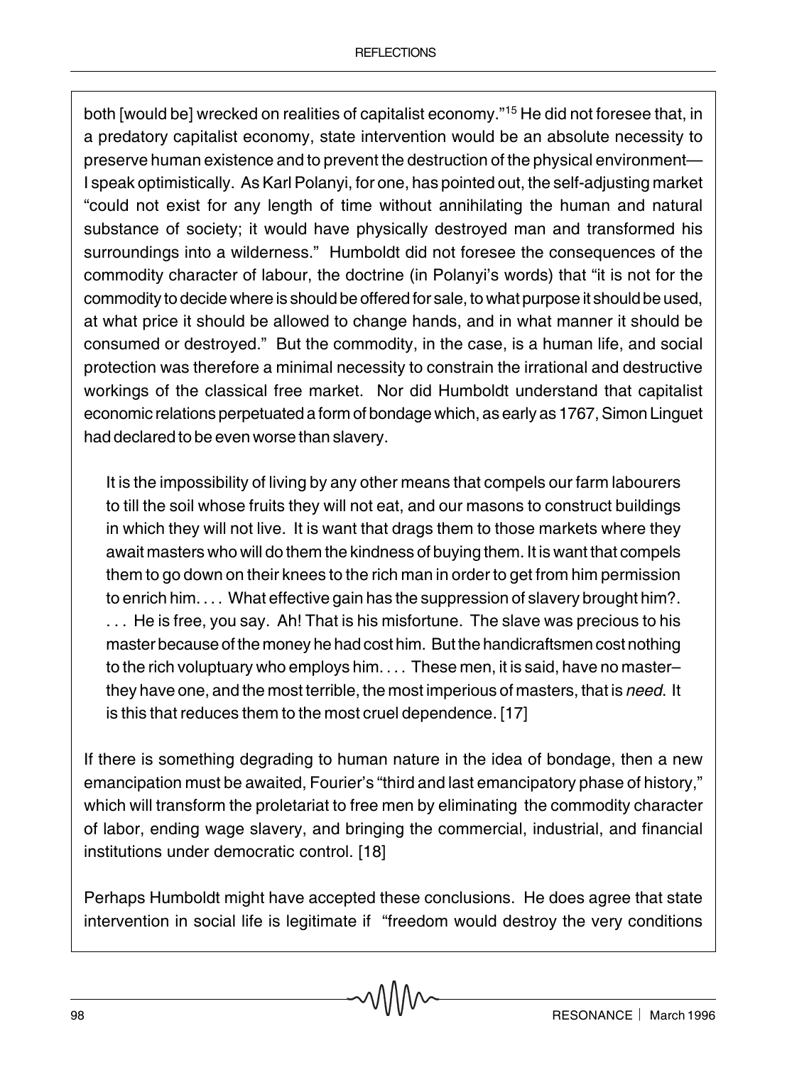both [would be] wrecked on realities of capitalist economy."[15] He did not foresee that, in a predatory capitalist economy, state intervention would be an absolute necessity to preserve human existence and to prevent the destruction of the physical environment— I speak optimistically. As Karl Polanyi, for one, has pointed out, the self-adjusting market "could not exist for any length of time without annihilating the human and natural substance of society; it would have physically destroyed man and transformed his surroundings into a wilderness." Humboldt did not foresee the consequences of the commodity character of labour, the doctrine (in Polanyi's words) that "it is not for the commodity to decide where is should be offered for sale, to what purpose it should be used, at what price it should be allowed to change hands, and in what manner it should be consumed or destroyed." But the commodity, in the case, is a human life, and social protection was therefore a minimal necessity to constrain the irrational and destructive workings of the classical free market. Nor did Humboldt understand that capitalist economic relations perpetuated a form of bondage which, as early as 1767, Simon Linguet had declared to be even worse than slavery.

> It is the impossibility of living by any other means that compels our farm labourers to till the soil whose fruits they will not eat, and our masons to construct buildings in which they will not live. It is want that drags them to those markets where they await masters who will do them the kindness of buying them. It is want that compels them to go down on their knees to the rich man in order to get from him permission to enrich him. . . . What effective gain has the suppression of slavery brought him?. . . . He is free, you say. Ah! That is his misfortune. The slave was precious to his master because of the money he had cost him. But the handicraftsmen cost nothing to the rich voluptuary who employs him. . . . These men, it is said, have no master– they have one, and the most terrible, the most imperious of masters, that is *need*. It is this that reduces them to the most cruel dependence. [17]

If there is something degrading to human nature in the idea of bondage, then a new emancipation must be awaited, Fourier's "third and last emancipatory phase of history," which will transform the proletariat to free men by eliminating the commodity character of labor, ending wage slavery, and bringing the commercial, industrial, and financial institutions under democratic control. [18]

Perhaps Humboldt might have accepted these conclusions. He does agree that state intervention in social life is legitimate if "freedom would destroy the very conditions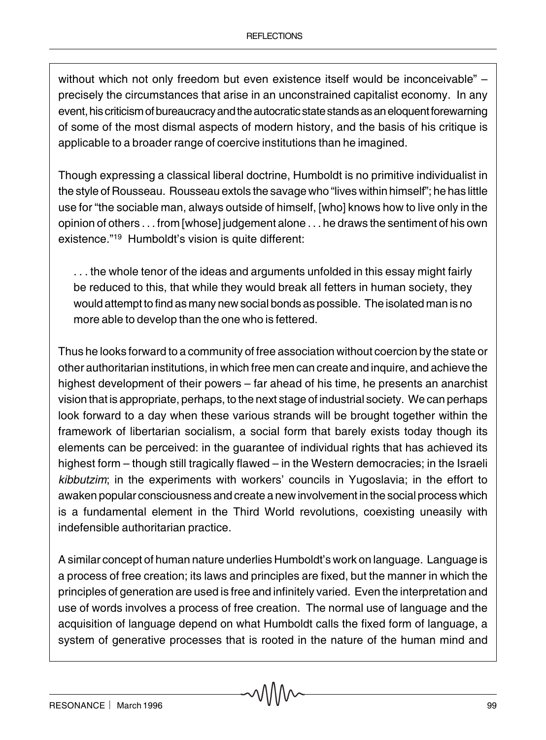without which not only freedom but even existence itself would be inconceivable" – precisely the circumstances that arise in an unconstrained capitalist economy. In any event, his criticism of bureaucracy and the autocratic state stands as an eloquent forewarning of some of the most dismal aspects of modern history, and the basis of his critique is applicable to a broader range of coercive institutions than he imagined.

Though expressing a classical liberal doctrine, Humboldt is no primitive individualist in the style of Rousseau. Rousseau extols the savage who "lives within himself"; he has little use for "the sociable man, always outside of himself, [who] knows how to live only in the opinion of others . . . from [whose] judgement alone . . . he draws the sentiment of his own existence."[19] Humboldt's vision is quite different:

> . . . the whole tenor of the ideas and arguments unfolded in this essay might fairly be reduced to this, that while they would break all fetters in human society, they would attempt to find as many new social bonds as possible. The isolated man is no more able to develop than the one who is fettered.

Thus he looks forward to a community of free association without coercion by the state or other authoritarian institutions, in which free men can create and inquire, and achieve the highest development of their powers – far ahead of his time, he presents an anarchist vision that is appropriate, perhaps, to the next stage of industrial society. We can perhaps look forward to a day when these various strands will be brought together within the framework of libertarian socialism, a social form that barely exists today though its elements can be perceived: in the guarantee of individual rights that has achieved its highest form – though still tragically flawed – in the Western democracies; in the Israeli *kibbutzim*; in the experiments with workers' councils in Yugoslavia; in the effort to awaken popular consciousness and create a new involvement in the social process which is a fundamental element in the Third World revolutions, coexisting uneasily with indefensible authoritarian practice.

A similar concept of human nature underlies Humboldt's work on language. Language is a process of free creation; its laws and principles are fixed, but the manner in which the principles of generation are used is free and infinitely varied. Even the interpretation and use of words involves a process of free creation. The normal use of language and the acquisition of language depend on what Humboldt calls the fixed form of language, a system of generative processes that is rooted in the nature of the human mind and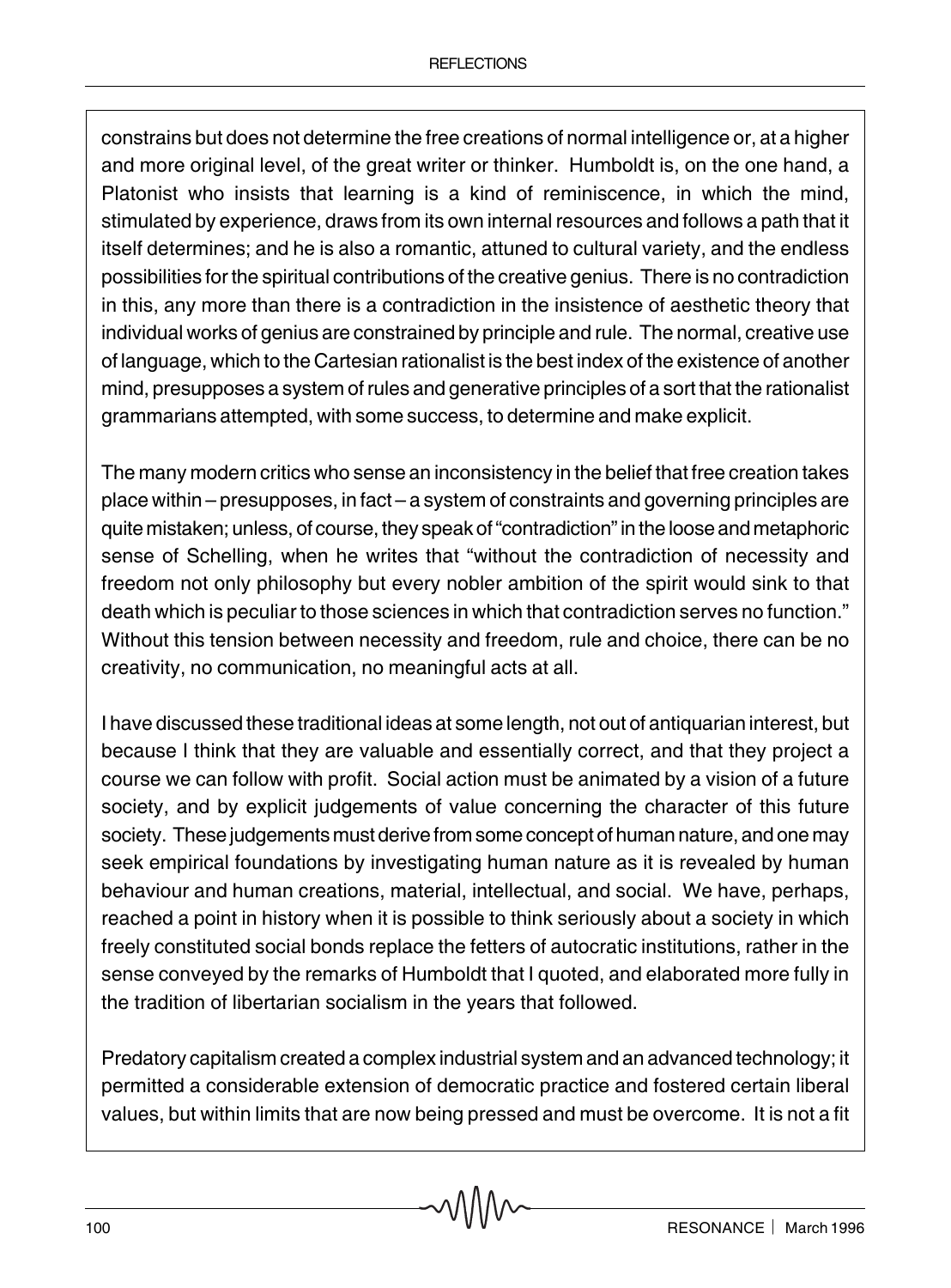constrains but does not determine the free creations of normal intelligence or, at a higher and more original level, of the great writer or thinker. Humboldt is, on the one hand, a Platonist who insists that learning is a kind of reminiscence, in which the mind, stimulated by experience, draws from its own internal resources and follows a path that it itself determines; and he is also a romantic, attuned to cultural variety, and the endless possibilities for the spiritual contributions of the creative genius. There is no contradiction in this, any more than there is a contradiction in the insistence of aesthetic theory that individual works of genius are constrained by principle and rule. The normal, creative use of language, which to the Cartesian rationalist is the best index of the existence of another mind, presupposes a system of rules and generative principles of a sort that the rationalist grammarians attempted, with some success, to determine and make explicit.

The many modern critics who sense an inconsistency in the belief that free creation takes place within – presupposes, in fact – a system of constraints and governing principles are quite mistaken; unless, of course, they speak of "contradiction" in the loose and metaphoric sense of Schelling, when he writes that "without the contradiction of necessity and freedom not only philosophy but every nobler ambition of the spirit would sink to that death which is peculiar to those sciences in which that contradiction serves no function." Without this tension between necessity and freedom, rule and choice, there can be no creativity, no communication, no meaningful acts at all.

I have discussed these traditional ideas at some length, not out of antiquarian interest, but because I think that they are valuable and essentially correct, and that they project a course we can follow with profit. Social action must be animated by a vision of a future society, and by explicit judgements of value concerning the character of this future society. These judgements must derive from some concept of human nature, and one may seek empirical foundations by investigating human nature as it is revealed by human behaviour and human creations, material, intellectual, and social. We have, perhaps, reached a point in history when it is possible to think seriously about a society in which freely constituted social bonds replace the fetters of autocratic institutions, rather in the sense conveyed by the remarks of Humboldt that I quoted, and elaborated more fully in the tradition of libertarian socialism in the years that followed.

Predatory capitalism created a complex industrial system and an advanced technology; it permitted a considerable extension of democratic practice and fostered certain liberal values, but within limits that are now being pressed and must be overcome. It is not a fit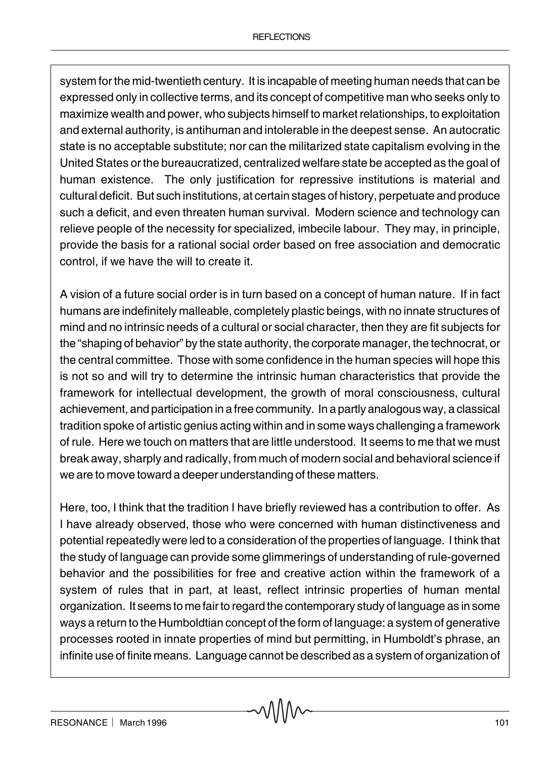system for the mid-twentieth century. It is incapable of meeting human needs that can be expressed only in collective terms, and its concept of competitive man who seeks only to maximize wealth and power, who subjects himself to market relationships, to exploitation and external authority, is antihuman and intolerable in the deepest sense. An autocratic state is no acceptable substitute; nor can the militarized state capitalism evolving in the United States or the bureaucratized, centralized welfare state be accepted as the goal of human existence. The only justification for repressive institutions is material and cultural deficit. But such institutions, at certain stages of history, perpetuate and produce such a deficit, and even threaten human survival. Modern science and technology can relieve people of the necessity for specialized, imbecile labour. They may, in principle, provide the basis for a rational social order based on free association and democratic control, if we have the will to create it.

A vision of a future social order is in turn based on a concept of human nature. If in fact humans are indefinitely malleable, completely plastic beings, with no innate structures of mind and no intrinsic needs of a cultural or social character, then they are fit subjects for the "shaping of behavior" by the state authority, the corporate manager, the technocrat, or the central committee. Those with some confidence in the human species will hope this is not so and will try to determine the intrinsic human characteristics that provide the framework for intellectual development, the growth of moral consciousness, cultural achievement, and participation in a free community. In a partly analogous way, a classical tradition spoke of artistic genius acting within and in some ways challenging a framework of rule. Here we touch on matters that are little understood. It seems to me that we must break away, sharply and radically, from much of modern social and behavioral science if we are to move toward a deeper understanding of these matters.

Here, too, I think that the tradition I have briefly reviewed has a contribution to offer. As I have already observed, those who were concerned with human distinctiveness and potential repeatedly were led to a consideration of the properties of language. I think that the study of language can provide some glimmerings of understanding of rule-governed behavior and the possibilities for free and creative action within the framework of a system of rules that in part, at least, reflect intrinsic properties of human mental organization. It seems to me fair to regard the contemporary study of language as in some ways a return to the Humboldtian concept of the form of language: a system of generative processes rooted in innate properties of mind but permitting, in Humboldt's phrase, an infinite use of finite means. Language cannot be described as a system of organization of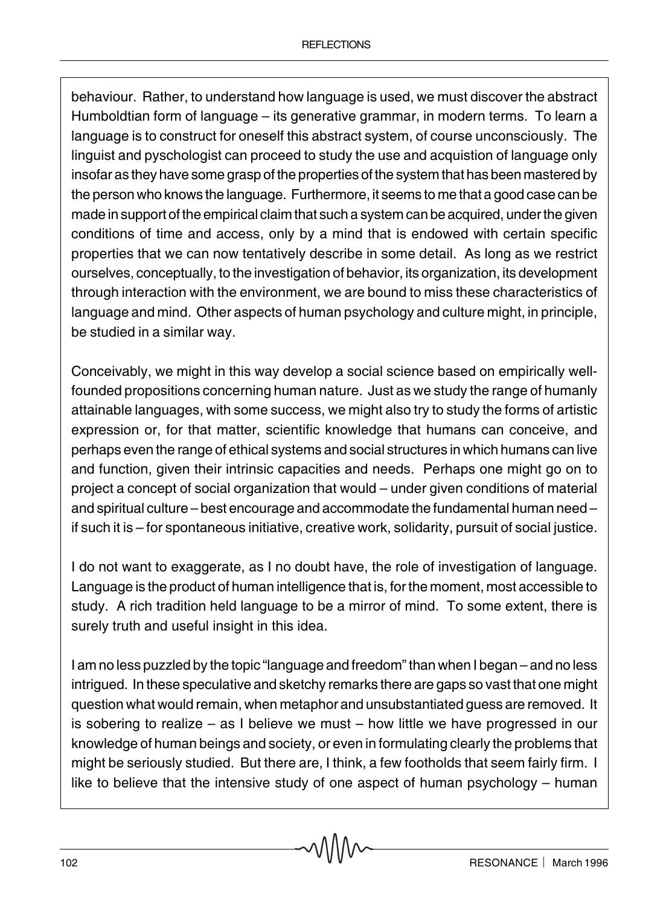behaviour. Rather, to understand how language is used, we must discover the abstract Humboldtian form of language – its generative grammar, in modern terms. To learn a language is to construct for oneself this abstract system, of course unconsciously. The linguist and pyschologist can proceed to study the use and acquistion of language only insofar as they have some grasp of the properties of the system that has been mastered by the person who knows the language. Furthermore, it seems to me that a good case can be made in support of the empirical claim that such a system can be acquired, under the given conditions of time and access, only by a mind that is endowed with certain specific properties that we can now tentatively describe in some detail. As long as we restrict ourselves, conceptually, to the investigation of behavior, its organization, its development through interaction with the environment, we are bound to miss these characteristics of language and mind. Other aspects of human psychology and culture might, in principle, be studied in a similar way.

Conceivably, we might in this way develop a social science based on empirically well-founded propositions concerning human nature. Just as we study the range of humanly attainable languages, with some success, we might also try to study the forms of artistic expression or, for that matter, scientific knowledge that humans can conceive, and perhaps even the range of ethical systems and social structures in which humans can live and function, given their intrinsic capacities and needs. Perhaps one might go on to project a concept of social organization that would – under given conditions of material and spiritual culture – best encourage and accommodate the fundamental human need – if such it is – for spontaneous initiative, creative work, solidarity, pursuit of social justice.

I do not want to exaggerate, as I no doubt have, the role of investigation of language. Language is the product of human intelligence that is, for the moment, most accessible to study. A rich tradition held language to be a mirror of mind. To some extent, there is surely truth and useful insight in this idea.

I am no less puzzled by the topic "language and freedom" than when I began – and no less intrigued. In these speculative and sketchy remarks there are gaps so vast that one might question what would remain, when metaphor and unsubstantiated guess are removed. It is sobering to realize – as I believe we must – how little we have progressed in our knowledge of human beings and society, or even in formulating clearly the problems that might be seriously studied. But there are, I think, a few footholds that seem fairly firm. I like to believe that the intensive study of one aspect of human psychology – human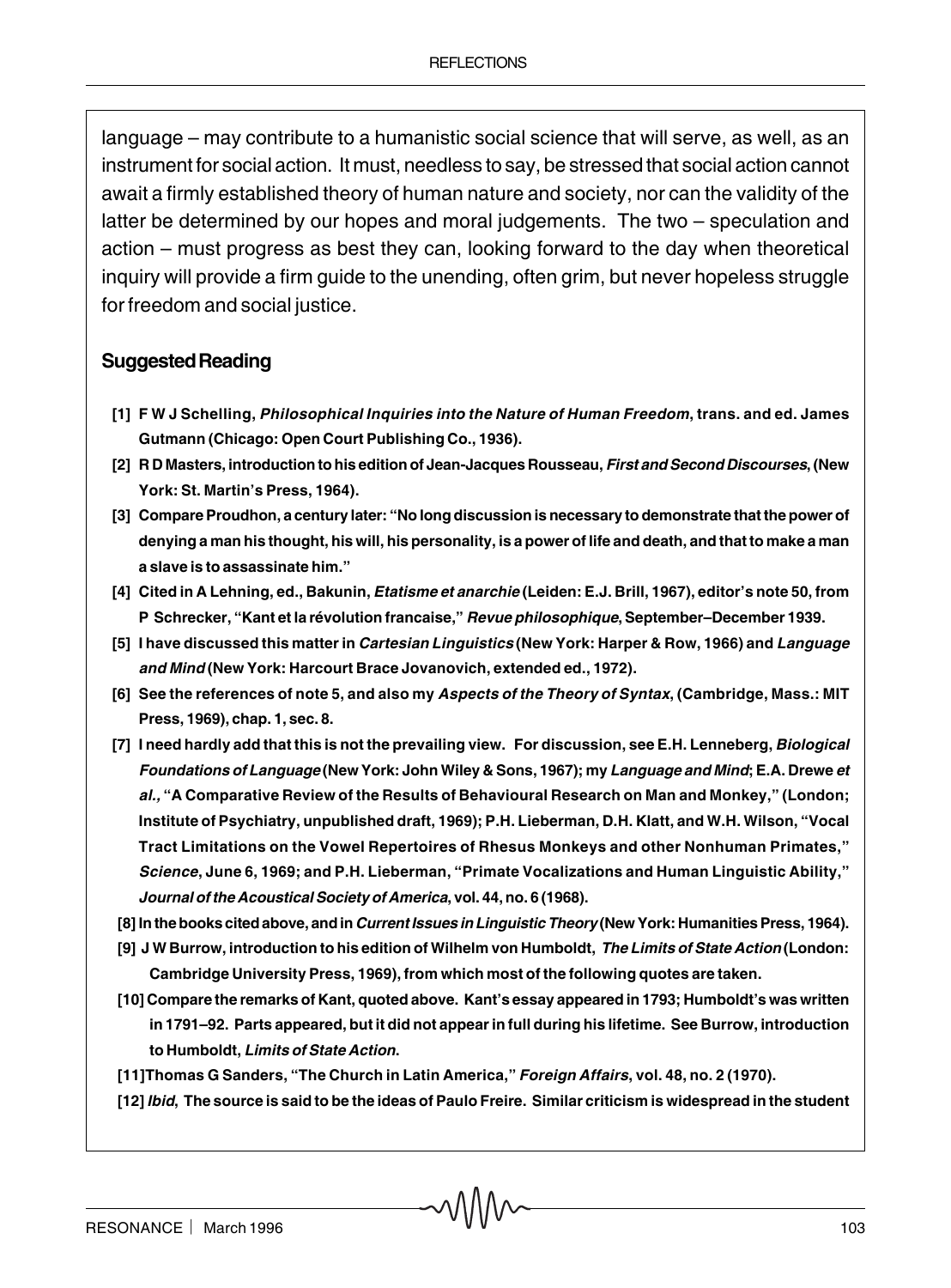language – may contribute to a humanistic social science that will serve, as well, as an instrument for social action. It must, needless to say, be stressed that social action cannot await a firmly established theory of human nature and society, nor can the validity of the latter be determined by our hopes and moral judgements. The two – speculation and action – must progress as best they can, looking forward to the day when theoretical inquiry will provide a firm guide to the unending, often grim, but never hopeless struggle for freedom and social justice.

## Suggested Reading

[1] F W J Schelling, *Philosophical Inquiries into the Nature of Human Freedom*, trans. and ed. James Gutmann (Chicago: Open Court Publishing Co., 1936).

[2] R D Masters, introduction to his edition of Jean-Jacques Rousseau, *First and Second Discourses*, (New York: St. Martin's Press, 1964).

[3] Compare Proudhon, a century later: "No long discussion is necessary to demonstrate that the power of denying a man his thought, his will, his personality, is a power of life and death, and that to make a man a slave is to assassinate him."

[4] Cited in A Lehning, ed., Bakunin, *Etatisme et anarchie* (Leiden: E.J. Brill, 1967), editor's note 50, from P Schrecker, "Kant et la révolution francaise," *Revue philosophique*, September–December 1939.

[5] I have discussed this matter in *Cartesian Linguistics* (New York: Harper & Row, 1966) and *Language and Mind* (New York: Harcourt Brace Jovanovich, extended ed., 1972).

[6] See the references of note 5, and also my *Aspects of the Theory of Syntax*, (Cambridge, Mass.: MIT Press, 1969), chap. 1, sec. 8.

[7] I need hardly add that this is not the prevailing view. For discussion, see E.H. Lenneberg, *Biological Foundations of Language* (New York: John Wiley & Sons, 1967); my *Language and Mind*; E.A. Drewe *et al.,* "A Comparative Review of the Results of Behavioural Research on Man and Monkey," (London; Institute of Psychiatry, unpublished draft, 1969); P.H. Lieberman, D.H. Klatt, and W.H. Wilson, "Vocal Tract Limitations on the Vowel Repertoires of Rhesus Monkeys and other Nonhuman Primates," *Science*, June 6, 1969; and P.H. Lieberman, "Primate Vocalizations and Human Linguistic Ability," *Journal of the Acoustical Society of America*, vol. 44, no. 6 (1968).

[8] In the books cited above, and in *Current Issues in Linguistic Theory* (New York: Humanities Press, 1964).

[9] J W Burrow, introduction to his edition of Wilhelm von Humboldt, *The Limits of State Action* (London: Cambridge University Press, 1969), from which most of the following quotes are taken.

[10] Compare the remarks of Kant, quoted above. Kant's essay appeared in 1793; Humboldt's was written in 1791–92. Parts appeared, but it did not appear in full during his lifetime. See Burrow, introduction to Humboldt, *Limits of State Action*.

[11] Thomas G Sanders, "The Church in Latin America," *Foreign Affairs*, vol. 48, no. 2 (1970).

[12] *Ibid*, The source is said to be the ideas of Paulo Freire. Similar criticism is widespread in the student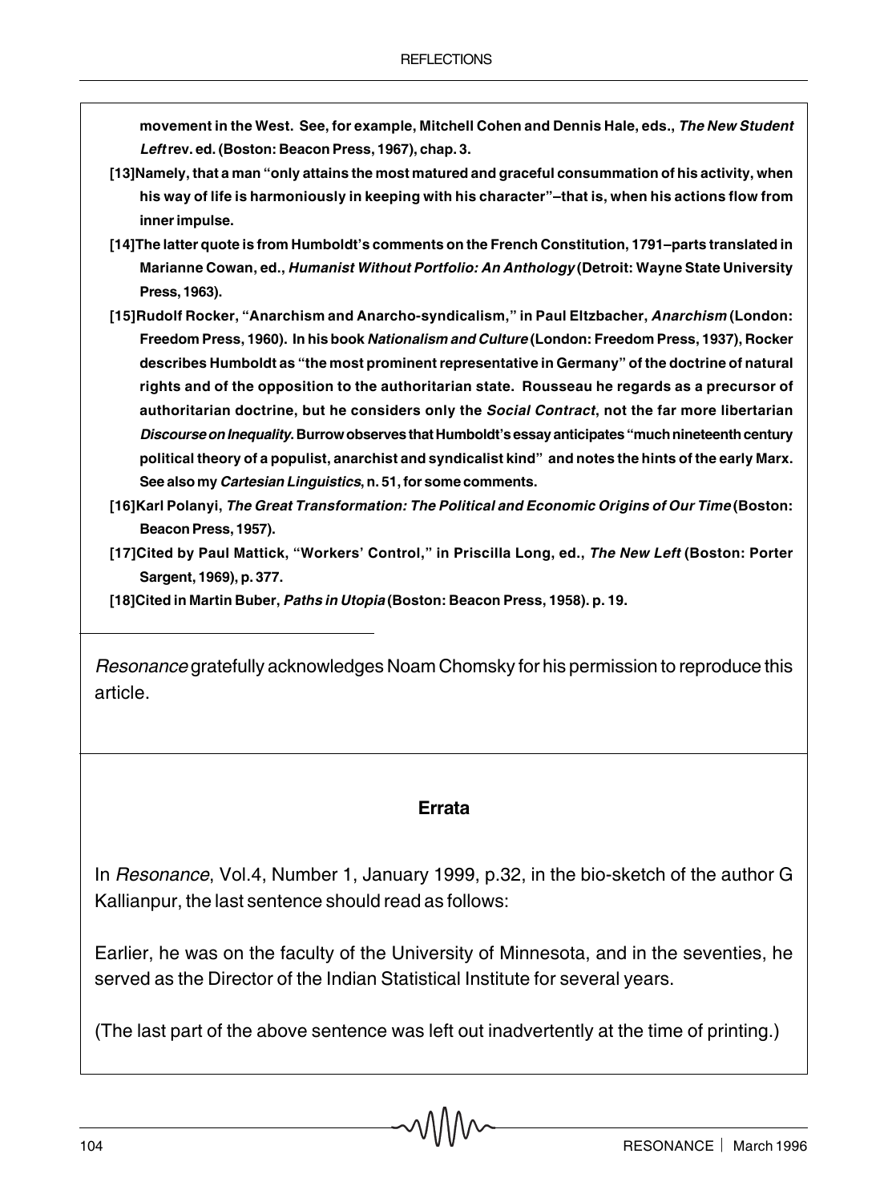**movement in the West. See, for example, Mitchell Cohen and Dennis Hale, eds., *The New Student Left* rev. ed. (Boston: Beacon Press, 1967), chap. 3.**

**[13]Namely, that a man "only attains the most matured and graceful consummation of his activity, when his way of life is harmoniously in keeping with his character"–that is, when his actions flow from inner impulse.**

**[14]The latter quote is from Humboldt's comments on the French Constitution, 1791–parts translated in Marianne Cowan, ed., *Humanist Without Portfolio: An Anthology* (Detroit: Wayne State University Press, 1963).**

**[15]Rudolf Rocker, "Anarchism and Anarcho-syndicalism," in Paul Eltzbacher, *Anarchism* (London: Freedom Press, 1960). In his book *Nationalism and Culture* (London: Freedom Press, 1937), Rocker describes Humboldt as "the most prominent representative in Germany" of the doctrine of natural rights and of the opposition to the authoritarian state. Rousseau he regards as a precursor of authoritarian doctrine, but he considers only the *Social Contract*, not the far more libertarian *Discourse on Inequality*. Burrow observes that Humboldt's essay anticipates "much nineteenth century political theory of a populist, anarchist and syndicalist kind" and notes the hints of the early Marx. See also my *Cartesian Linguistics*, n. 51, for some comments.**

**[16]Karl Polanyi, *The Great Transformation: The Political and Economic Origins of Our Time* (Boston: Beacon Press, 1957).**

**[17]Cited by Paul Mattick, "Workers' Control," in Priscilla Long, ed., *The New Left* (Boston: Porter Sargent, 1969), p. 377.**

**[18]Cited in Martin Buber, *Paths in Utopia* (Boston: Beacon Press, 1958). p. 19.**

*Resonance* gratefully acknowledges Noam Chomsky for his permission to reproduce this article.

## Errata

In *Resonance*, Vol.4, Number 1, January 1999, p.32, in the bio-sketch of the author G Kallianpur, the last sentence should read as follows:

Earlier, he was on the faculty of the University of Minnesota, and in the seventies, he served as the Director of the Indian Statistical Institute for several years.

(The last part of the above sentence was left out inadvertently at the time of printing.)